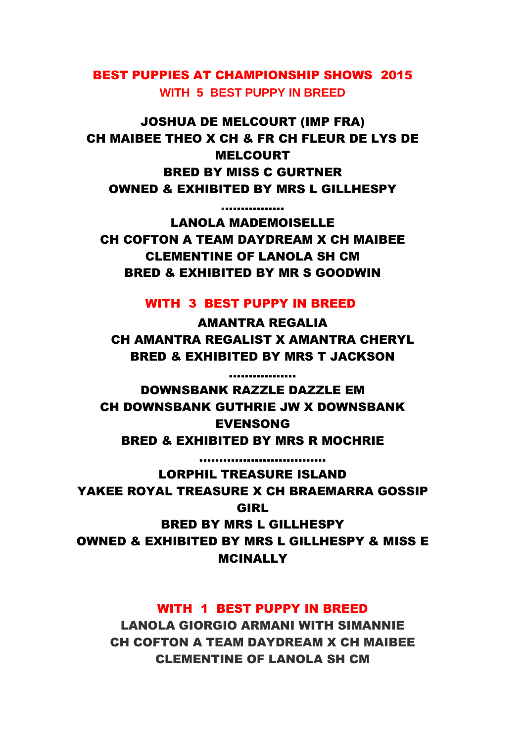# BEST PUPPIES AT CHAMPIONSHIP SHOWS 2015

## WITH 5 BEST PUPPY IN BREED

**JOSHUA DE MELCOURT (IMP FRA)**
**CH MAIBEE THEO X CH & FR CH FLEUR DE LYS DE MELCOURT**
**BRED BY MISS C GURTNER**
**OWNED & EXHIBITED BY MRS L GILLHESPY**

................

**LANOLA MADEMOISELLE**
**CH COFTON A TEAM DAYDREAM X CH MAIBEE CLEMENTINE OF LANOLA SH CM**
**BRED & EXHIBITED BY MR S GOODWIN**

## WITH 3 BEST PUPPY IN BREED

**AMANTRA REGALIA**
**CH AMANTRA REGALIST X AMANTRA CHERYL**
**BRED & EXHIBITED BY MRS T JACKSON**

.................

**DOWNSBANK RAZZLE DAZZLE EM**
**CH DOWNSBANK GUTHRIE JW X DOWNSBANK EVENSONG**
**BRED & EXHIBITED BY MRS R MOCHRIE**

................................

**LORPHIL TREASURE ISLAND**
**YAKEE ROYAL TREASURE X CH BRAEMARRA GOSSIP GIRL**
**BRED BY MRS L GILLHESPY**
**OWNED & EXHIBITED BY MRS L GILLHESPY & MISS E MCINALLY**

## WITH 1 BEST PUPPY IN BREED

**LANOLA GIORGIO ARMANI WITH SIMANNIE**
**CH COFTON A TEAM DAYDREAM X CH MAIBEE CLEMENTINE OF LANOLA SH CM**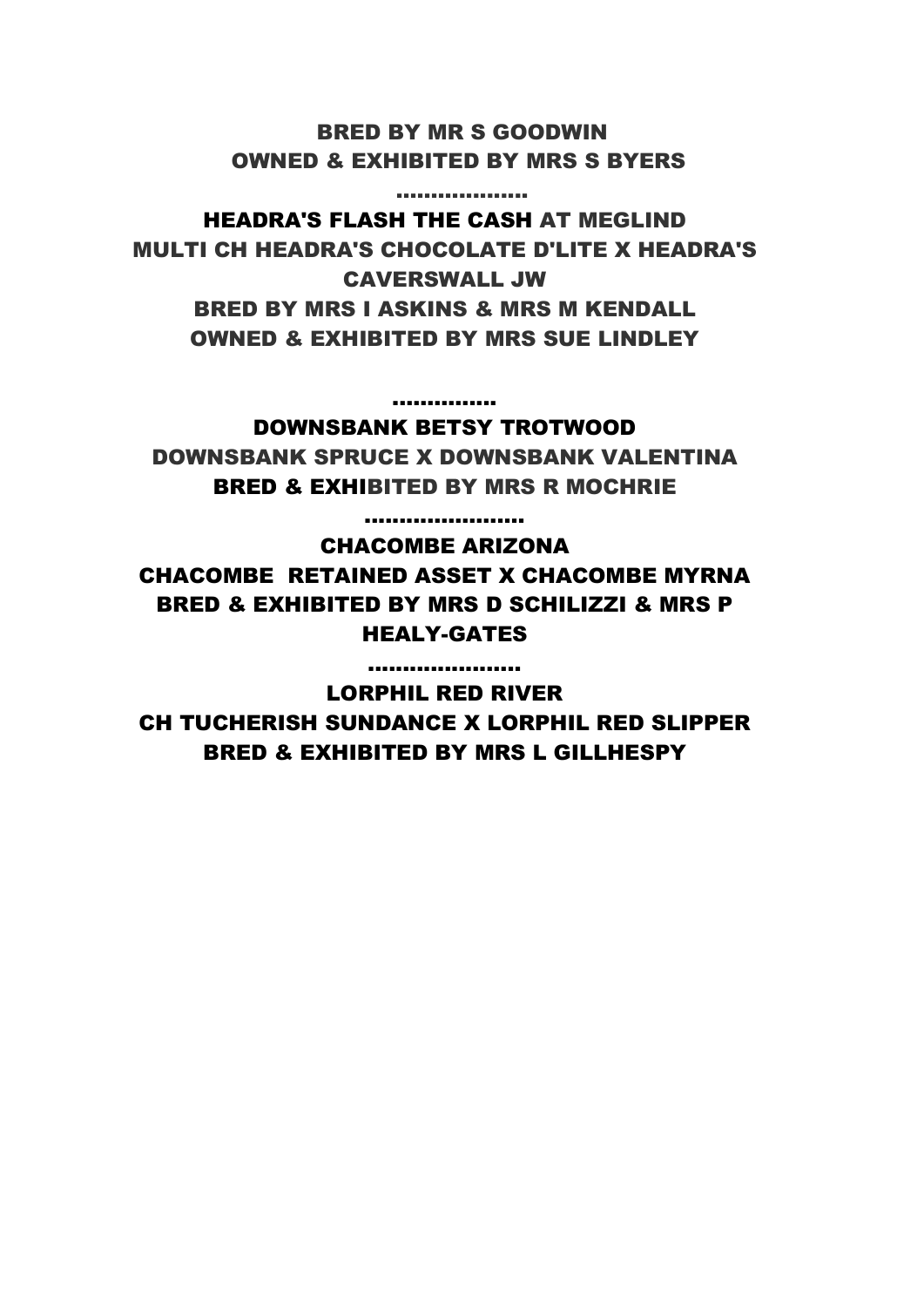**BRED BY MR S GOODWIN**
**OWNED & EXHIBITED BY MRS S BYERS**

..................

**HEADRA'S FLASH THE CASH AT MEGLIND**
**MULTI CH HEADRA'S CHOCOLATE D'LITE X HEADRA'S CAVERSWALL JW**
**BRED BY MRS I ASKINS & MRS M KENDALL**
**OWNED & EXHIBITED BY MRS SUE LINDLEY**

..............

**DOWNSBANK BETSY TROTWOOD**
**DOWNSBANK SPRUCE X DOWNSBANK VALENTINA**
**BRED & EXHIBITED BY MRS R MOCHRIE**

.....................

**CHACOMBE ARIZONA**
**CHACOMBE RETAINED ASSET X CHACOMBE MYRNA**
**BRED & EXHIBITED BY MRS D SCHILIZZI & MRS P HEALY-GATES**

.....................

**LORPHIL RED RIVER**
**CH TUCHERISH SUNDANCE X LORPHIL RED SLIPPER**
**BRED & EXHIBITED BY MRS L GILLHESPY**